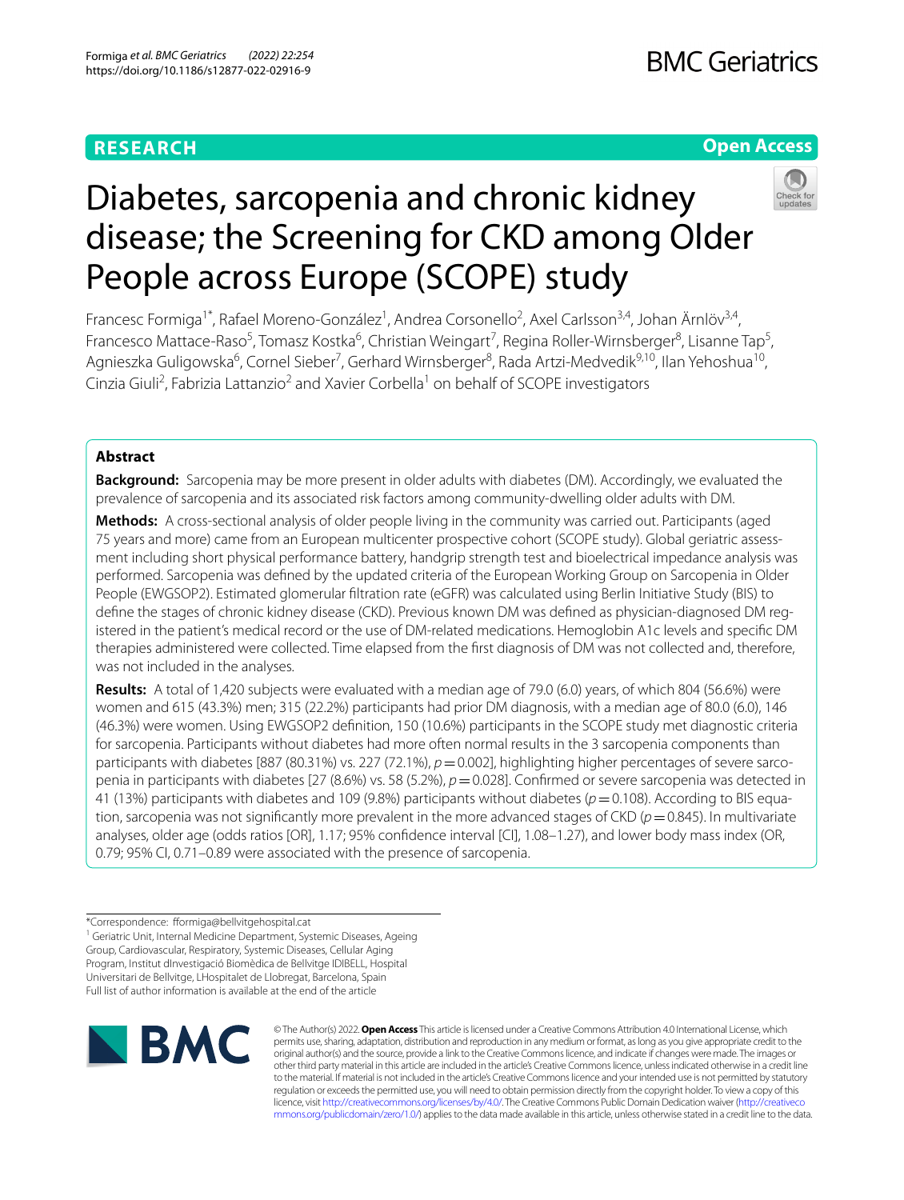RESEARCH

Open Access

# Diabetes, sarcopenia and chronic kidney disease; the Screening for CKD among Older People across Europe (SCOPE) study

Francesc Formiga[1*], Rafael Moreno-González[1], Andrea Corsonello[2], Axel Carlsson[3,4], Johan Ärnlöv[3,4], Francesco Mattace-Raso[5], Tomasz Kostka[6], Christian Weingart[7], Regina Roller-Wirnsberger[8], Lisanne Tap[5], Agnieszka Guligowska[6], Cornel Sieber[7], Gerhard Wirnsberger[8], Rada Artzi-Medvedik[9,10], Ilan Yehoshua[10], Cinzia Giuli[2], Fabrizia Lattanzio[2] and Xavier Corbella[1] on behalf of SCOPE investigators

## Abstract

**Background:** Sarcopenia may be more present in older adults with diabetes (DM). Accordingly, we evaluated the prevalence of sarcopenia and its associated risk factors among community-dwelling older adults with DM.

**Methods:** A cross-sectional analysis of older people living in the community was carried out. Participants (aged 75 years and more) came from an European multicenter prospective cohort (SCOPE study). Global geriatric assessment including short physical performance battery, handgrip strength test and bioelectrical impedance analysis was performed. Sarcopenia was defined by the updated criteria of the European Working Group on Sarcopenia in Older People (EWGSOP2). Estimated glomerular filtration rate (eGFR) was calculated using Berlin Initiative Study (BIS) to define the stages of chronic kidney disease (CKD). Previous known DM was defined as physician-diagnosed DM registered in the patient's medical record or the use of DM-related medications. Hemoglobin A1c levels and specific DM therapies administered were collected. Time elapsed from the first diagnosis of DM was not collected and, therefore, was not included in the analyses.

**Results:** A total of 1,420 subjects were evaluated with a median age of 79.0 (6.0) years, of which 804 (56.6%) were women and 615 (43.3%) men; 315 (22.2%) participants had prior DM diagnosis, with a median age of 80.0 (6.0), 146 (46.3%) were women. Using EWGSOP2 definition, 150 (10.6%) participants in the SCOPE study met diagnostic criteria for sarcopenia. Participants without diabetes had more often normal results in the 3 sarcopenia components than participants with diabetes [887 (80.31%) vs. 227 (72.1%), $p = 0.002$], highlighting higher percentages of severe sarcopenia in participants with diabetes [27 (8.6%) vs. 58 (5.2%), $p = 0.028$]. Confirmed or severe sarcopenia was detected in 41 (13%) participants with diabetes and 109 (9.8%) participants without diabetes ($p = 0.108$). According to BIS equation, sarcopenia was not significantly more prevalent in the more advanced stages of CKD ($p = 0.845$). In multivariate analyses, older age (odds ratios [OR], 1.17; 95% confidence interval [CI], 1.08–1.27), and lower body mass index (OR, 0.79; 95% CI, 0.71–0.89 were associated with the presence of sarcopenia.

*Correspondence: fformiga@bellvitgehospital.cat

[1] Geriatric Unit, Internal Medicine Department, Systemic Diseases, Ageing Group, Cardiovascular, Respiratory, Systemic Diseases, Cellular Aging Program, Institut dInvestigació Biomèdica de Bellvitge IDIBELL, Hospital Universitari de Bellvitge, LHospitalet de Llobregat, Barcelona, Spain

Full list of author information is available at the end of the article

© The Author(s) 2022. **Open Access** This article is licensed under a Creative Commons Attribution 4.0 International License, which permits use, sharing, adaptation, distribution and reproduction in any medium or format, as long as you give appropriate credit to the original author(s) and the source, provide a link to the Creative Commons licence, and indicate if changes were made. The images or other third party material in this article are included in the article's Creative Commons licence, unless indicated otherwise in a credit line to the material. If material is not included in the article's Creative Commons licence and your intended use is not permitted by statutory regulation or exceeds the permitted use, you will need to obtain permission directly from the copyright holder. To view a copy of this licence, visit http://creativecommons.org/licenses/by/4.0/. The Creative Commons Public Domain Dedication waiver (http://creativecommons.org/publicdomain/zero/1.0/) applies to the data made available in this article, unless otherwise stated in a credit line to the data.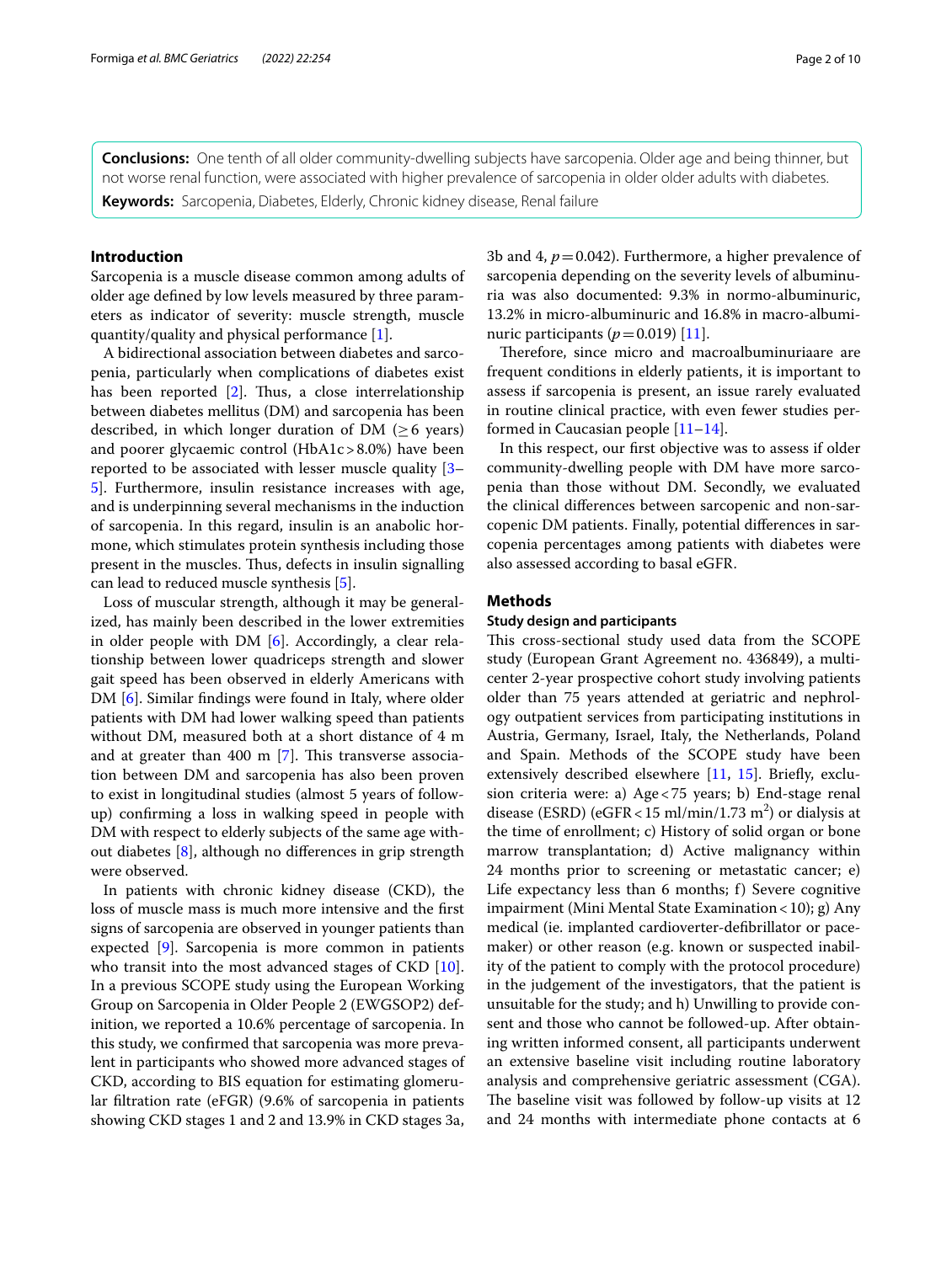**Conclusions:** One tenth of all older community-dwelling subjects have sarcopenia. Older age and being thinner, but not worse renal function, were associated with higher prevalence of sarcopenia in older older adults with diabetes.

**Keywords:** Sarcopenia, Diabetes, Elderly, Chronic kidney disease, Renal failure

## Introduction

Sarcopenia is a muscle disease common among adults of older age defined by low levels measured by three parameters as indicator of severity: muscle strength, muscle quantity/quality and physical performance [1].

A bidirectional association between diabetes and sarcopenia, particularly when complications of diabetes exist has been reported [2]. Thus, a close interrelationship between diabetes mellitus (DM) and sarcopenia has been described, in which longer duration of DM ($\geq 6$ years) and poorer glycaemic control (HbA1c > 8.0%) have been reported to be associated with lesser muscle quality [3–5]. Furthermore, insulin resistance increases with age, and is underpinning several mechanisms in the induction of sarcopenia. In this regard, insulin is an anabolic hormone, which stimulates protein synthesis including those present in the muscles. Thus, defects in insulin signalling can lead to reduced muscle synthesis [5].

Loss of muscular strength, although it may be generalized, has mainly been described in the lower extremities in older people with DM [6]. Accordingly, a clear relationship between lower quadriceps strength and slower gait speed has been observed in elderly Americans with DM [6]. Similar findings were found in Italy, where older patients with DM had lower walking speed than patients without DM, measured both at a short distance of 4 m and at greater than 400 m [7]. This transverse association between DM and sarcopenia has also been proven to exist in longitudinal studies (almost 5 years of follow-up) confirming a loss in walking speed in people with DM with respect to elderly subjects of the same age without diabetes [8], although no differences in grip strength were observed.

In patients with chronic kidney disease (CKD), the loss of muscle mass is much more intensive and the first signs of sarcopenia are observed in younger patients than expected [9]. Sarcopenia is more common in patients who transit into the most advanced stages of CKD [10]. In a previous SCOPE study using the European Working Group on Sarcopenia in Older People 2 (EWGSOP2) definition, we reported a 10.6% percentage of sarcopenia. In this study, we confirmed that sarcopenia was more prevalent in participants who showed more advanced stages of CKD, according to BIS equation for estimating glomerular filtration rate (eFGR) (9.6% of sarcopenia in patients showing CKD stages 1 and 2 and 13.9% in CKD stages 3a, 3b and 4, $p = 0.042$). Furthermore, a higher prevalence of sarcopenia depending on the severity levels of albuminuria was also documented: 9.3% in normo-albuminuric, 13.2% in micro-albuminuric and 16.8% in macro-albuminuric participants ($p = 0.019$) [11].

Therefore, since micro and macroalbuminuriaare are frequent conditions in elderly patients, it is important to assess if sarcopenia is present, an issue rarely evaluated in routine clinical practice, with even fewer studies performed in Caucasian people [11–14].

In this respect, our first objective was to assess if older community-dwelling people with DM have more sarcopenia than those without DM. Secondly, we evaluated the clinical differences between sarcopenic and non-sarcopenic DM patients. Finally, potential differences in sarcopenia percentages among patients with diabetes were also assessed according to basal eGFR.

## Methods

### Study design and participants

This cross-sectional study used data from the SCOPE study (European Grant Agreement no. 436849), a multicenter 2-year prospective cohort study involving patients older than 75 years attended at geriatric and nephrology outpatient services from participating institutions in Austria, Germany, Israel, Italy, the Netherlands, Poland and Spain. Methods of the SCOPE study have been extensively described elsewhere [11, 15]. Briefly, exclusion criteria were: a) Age < 75 years; b) End-stage renal disease (ESRD) (eGFR < 15 ml/min/1.73 m$^2$) or dialysis at the time of enrollment; c) History of solid organ or bone marrow transplantation; d) Active malignancy within 24 months prior to screening or metastatic cancer; e) Life expectancy less than 6 months; f) Severe cognitive impairment (Mini Mental State Examination < 10); g) Any medical (ie. implanted cardioverter-defibrillator or pacemaker) or other reason (e.g. known or suspected inability of the patient to comply with the protocol procedure) in the judgement of the investigators, that the patient is unsuitable for the study; and h) Unwilling to provide consent and those who cannot be followed-up. After obtaining written informed consent, all participants underwent an extensive baseline visit including routine laboratory analysis and comprehensive geriatric assessment (CGA). The baseline visit was followed by follow-up visits at 12 and 24 months with intermediate phone contacts at 6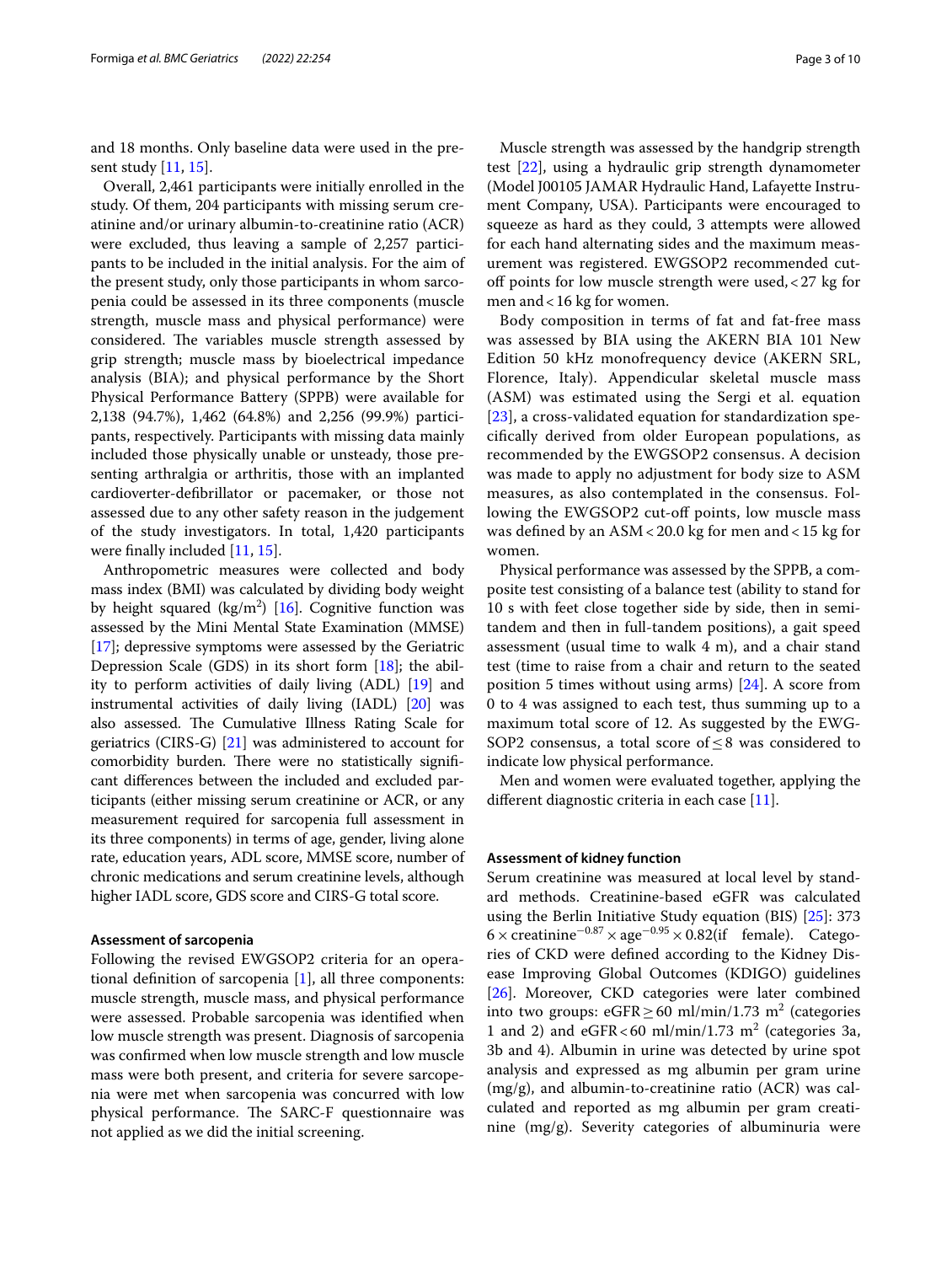and 18 months. Only baseline data were used in the present study [11, 15].

Overall, 2,461 participants were initially enrolled in the study. Of them, 204 participants with missing serum creatinine and/or urinary albumin-to-creatinine ratio (ACR) were excluded, thus leaving a sample of 2,257 participants to be included in the initial analysis. For the aim of the present study, only those participants in whom sarcopenia could be assessed in its three components (muscle strength, muscle mass and physical performance) were considered. The variables muscle strength assessed by grip strength; muscle mass by bioelectrical impedance analysis (BIA); and physical performance by the Short Physical Performance Battery (SPPB) were available for 2,138 (94.7%), 1,462 (64.8%) and 2,256 (99.9%) participants, respectively. Participants with missing data mainly included those physically unable or unsteady, those presenting arthralgia or arthritis, those with an implanted cardioverter-defibrillator or pacemaker, or those not assessed due to any other safety reason in the judgement of the study investigators. In total, 1,420 participants were finally included [11, 15].

Anthropometric measures were collected and body mass index (BMI) was calculated by dividing body weight by height squared (kg/m$^2$) [16]. Cognitive function was assessed by the Mini Mental State Examination (MMSE) [17]; depressive symptoms were assessed by the Geriatric Depression Scale (GDS) in its short form [18]; the ability to perform activities of daily living (ADL) [19] and instrumental activities of daily living (IADL) [20] was also assessed. The Cumulative Illness Rating Scale for geriatrics (CIRS-G) [21] was administered to account for comorbidity burden. There were no statistically significant differences between the included and excluded participants (either missing serum creatinine or ACR, or any measurement required for sarcopenia full assessment in its three components) in terms of age, gender, living alone rate, education years, ADL score, MMSE score, number of chronic medications and serum creatinine levels, although higher IADL score, GDS score and CIRS-G total score.

### Assessment of sarcopenia

Following the revised EWGSOP2 criteria for an operational definition of sarcopenia [1], all three components: muscle strength, muscle mass, and physical performance were assessed. Probable sarcopenia was identified when low muscle strength was present. Diagnosis of sarcopenia was confirmed when low muscle strength and low muscle mass were both present, and criteria for severe sarcopenia were met when sarcopenia was concurred with low physical performance. The SARC-F questionnaire was not applied as we did the initial screening.

Muscle strength was assessed by the handgrip strength test [22], using a hydraulic grip strength dynamometer (Model J00105 JAMAR Hydraulic Hand, Lafayette Instrument Company, USA). Participants were encouraged to squeeze as hard as they could, 3 attempts were allowed for each hand alternating sides and the maximum measurement was registered. EWGSOP2 recommended cut-off points for low muscle strength were used, < 27 kg for men and < 16 kg for women.

Body composition in terms of fat and fat-free mass was assessed by BIA using the AKERN BIA 101 New Edition 50 kHz monofrequency device (AKERN SRL, Florence, Italy). Appendicular skeletal muscle mass (ASM) was estimated using the Sergi et al. equation [23], a cross-validated equation for standardization specifically derived from older European populations, as recommended by the EWGSOP2 consensus. A decision was made to apply no adjustment for body size to ASM measures, as also contemplated in the consensus. Following the EWGSOP2 cut-off points, low muscle mass was defined by an ASM < 20.0 kg for men and < 15 kg for women.

Physical performance was assessed by the SPPB, a composite test consisting of a balance test (ability to stand for 10 s with feet close together side by side, then in semi-tandem and then in full-tandem positions), a gait speed assessment (usual time to walk 4 m), and a chair stand test (time to raise from a chair and return to the seated position 5 times without using arms) [24]. A score from 0 to 4 was assigned to each test, thus summing up to a maximum total score of 12. As suggested by the EWGSOP2 consensus, a total score of ≤ 8 was considered to indicate low physical performance.

Men and women were evaluated together, applying the different diagnostic criteria in each case [11].

### Assessment of kidney function

Serum creatinine was measured at local level by standard methods. Creatinine-based eGFR was calculated using the Berlin Initiative Study equation (BIS) [25]: $3736 \times \text{creatinine}^{-0.87} \times \text{age}^{-0.95} \times 0.82(\text{if female})$. Categories of CKD were defined according to the Kidney Disease Improving Global Outcomes (KDIGO) guidelines [26]. Moreover, CKD categories were later combined into two groups: eGFR ≥ 60 ml/min/1.73 m$^2$ (categories 1 and 2) and eGFR < 60 ml/min/1.73 m$^2$ (categories 3a, 3b and 4). Albumin in urine was detected by urine spot analysis and expressed as mg albumin per gram urine (mg/g), and albumin-to-creatinine ratio (ACR) was calculated and reported as mg albumin per gram creatinine (mg/g). Severity categories of albuminuria were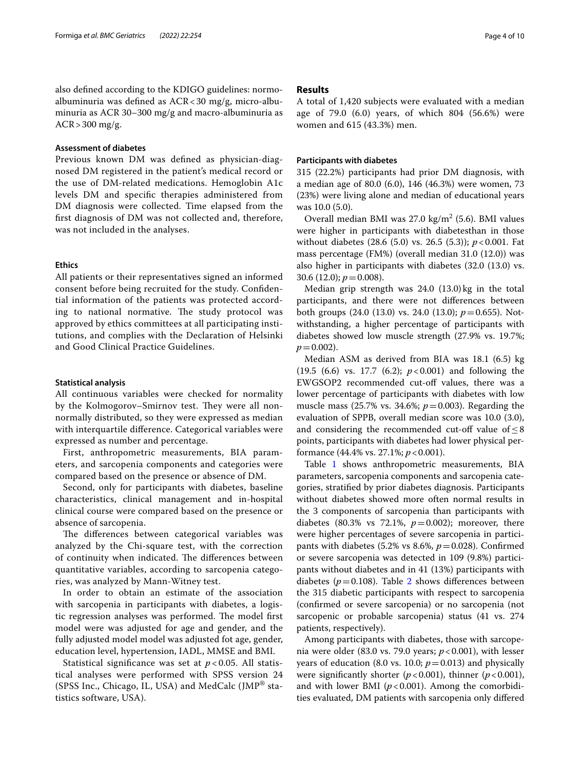also defined according to the KDIGO guidelines: normoalbuminuria was defined as ACR < 30 mg/g, micro-albuminuria as ACR 30–300 mg/g and macro-albuminuria as ACR > 300 mg/g.

### Assessment of diabetes

Previous known DM was defined as physician-diagnosed DM registered in the patient's medical record or the use of DM-related medications. Hemoglobin A1c levels DM and specific therapies administered from DM diagnosis were collected. Time elapsed from the first diagnosis of DM was not collected and, therefore, was not included in the analyses.

### Ethics

All patients or their representatives signed an informed consent before being recruited for the study. Confidential information of the patients was protected according to national normative. The study protocol was approved by ethics committees at all participating institutions, and complies with the Declaration of Helsinki and Good Clinical Practice Guidelines.

### Statistical analysis

All continuous variables were checked for normality by the Kolmogorov–Smirnov test. They were all non-normally distributed, so they were expressed as median with interquartile difference. Categorical variables were expressed as number and percentage.

First, anthropometric measurements, BIA parameters, and sarcopenia components and categories were compared based on the presence or absence of DM.

Second, only for participants with diabetes, baseline characteristics, clinical management and in-hospital clinical course were compared based on the presence or absence of sarcopenia.

The differences between categorical variables was analyzed by the Chi-square test, with the correction of continuity when indicated. The differences between quantitative variables, according to sarcopenia categories, was analyzed by Mann-Witney test.

In order to obtain an estimate of the association with sarcopenia in participants with diabetes, a logistic regression analyses was performed. The model first model were was adjusted for age and gender, and the fully adjusted model model was adjusted fot age, gender, education level, hypertension, IADL, MMSE and BMI.

Statistical significance was set at $p < 0.05$. All statistical analyses were performed with SPSS version 24 (SPSS Inc., Chicago, IL, USA) and MedCalc (JMP® statistics software, USA).

## Results

A total of 1,420 subjects were evaluated with a median age of 79.0 (6.0) years, of which 804 (56.6%) were women and 615 (43.3%) men.

### Participants with diabetes

315 (22.2%) participants had prior DM diagnosis, with a median age of 80.0 (6.0), 146 (46.3%) were women, 73 (23%) were living alone and median of educational years was 10.0 (5.0).

Overall median BMI was 27.0 kg/m$^2$ (5.6). BMI values were higher in participants with diabetesthan in those without diabetes (28.6 (5.0) vs. 26.5 (5.3)); $p < 0.001$. Fat mass percentage (FM%) (overall median 31.0 (12.0)) was also higher in participants with diabetes (32.0 (13.0) vs. 30.6 (12.0); $p = 0.008$).

Median grip strength was 24.0 (13.0) kg in the total participants, and there were not differences between both groups (24.0 (13.0) vs. 24.0 (13.0); $p = 0.655$). Notwithstanding, a higher percentage of participants with diabetes showed low muscle strength (27.9% vs. 19.7%; $p = 0.002$).

Median ASM as derived from BIA was 18.1 (6.5) kg (19.5 (6.6) vs. 17.7 (6.2); $p < 0.001$) and following the EWGSOP2 recommended cut-off values, there was a lower percentage of participants with diabetes with low muscle mass (25.7% vs. 34.6%; $p = 0.003$). Regarding the evaluation of SPPB, overall median score was 10.0 (3.0), and considering the recommended cut-off value of $\leq 8$ points, participants with diabetes had lower physical performance (44.4% vs. 27.1%; $p < 0.001$).

Table 1 shows anthropometric measurements, BIA parameters, sarcopenia components and sarcopenia categories, stratified by prior diabetes diagnosis. Participants without diabetes showed more often normal results in the 3 components of sarcopenia than participants with diabetes (80.3% vs 72.1%, $p = 0.002$); moreover, there were higher percentages of severe sarcopenia in participants with diabetes (5.2% vs 8.6%, $p = 0.028$). Confirmed or severe sarcopenia was detected in 109 (9.8%) participants without diabetes and in 41 (13%) participants with diabetes ($p = 0.108$). Table 2 shows differences between the 315 diabetic participants with respect to sarcopenia (confirmed or severe sarcopenia) or no sarcopenia (not sarcopenic or probable sarcopenia) status (41 vs. 274 patients, respectively).

Among participants with diabetes, those with sarcopenia were older (83.0 vs. 79.0 years; $p < 0.001$), with lesser years of education (8.0 vs. 10.0; $p = 0.013$) and physically were significantly shorter ($p < 0.001$), thinner ($p < 0.001$), and with lower BMI ($p < 0.001$). Among the comorbidities evaluated, DM patients with sarcopenia only differed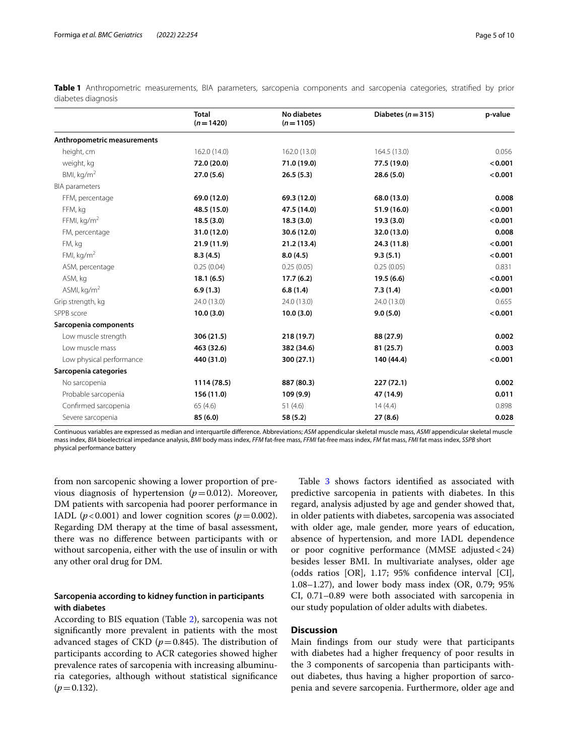**Table 1** Anthropometric measurements, BIA parameters, sarcopenia components and sarcopenia categories, stratified by prior diabetes diagnosis

| | Total (n = 1420) | No diabetes (n = 1105) | Diabetes (n = 315) | p-value |
|---|---|---|---|---|
| **Anthropometric measurements** | | | | |
| height, cm | 162.0 (14.0) | 162.0 (13.0) | 164.5 (13.0) | 0.056 |
| weight, kg | **72.0 (20.0)** | **71.0 (19.0)** | **77.5 (19.0)** | **< 0.001** |
| BMI, kg/m$^2$ | **27.0 (5.6)** | **26.5 (5.3)** | **28.6 (5.0)** | **< 0.001** |
| BIA parameters | | | | |
| FFM, percentage | **69.0 (12.0)** | **69.3 (12.0)** | **68.0 (13.0)** | **0.008** |
| FFM, kg | **48.5 (15.0)** | **47.5 (14.0)** | **51.9 (16.0)** | **< 0.001** |
| FFMI, kg/m$^2$ | **18.5 (3.0)** | **18.3 (3.0)** | **19.3 (3.0)** | **< 0.001** |
| FM, percentage | **31.0 (12.0)** | **30.6 (12.0)** | **32.0 (13.0)** | **0.008** |
| FM, kg | **21.9 (11.9)** | **21.2 (13.4)** | **24.3 (11.8)** | **< 0.001** |
| FMI, kg/m$^2$ | **8.3 (4.5)** | **8.0 (4.5)** | **9.3 (5.1)** | **< 0.001** |
| ASM, percentage | 0.25 (0.04) | 0.25 (0.05) | 0.25 (0.05) | 0.831 |
| ASM, kg | **18.1 (6.5)** | **17.7 (6.2)** | **19.5 (6.6)** | **< 0.001** |
| ASMI, kg/m$^2$ | **6.9 (1.3)** | **6.8 (1.4)** | **7.3 (1.4)** | **< 0.001** |
| Grip strength, kg | 24.0 (13.0) | 24.0 (13.0) | 24.0 (13.0) | 0.655 |
| SPPB score | **10.0 (3.0)** | **10.0 (3.0)** | **9.0 (5.0)** | **< 0.001** |
| **Sarcopenia components** | | | | |
| Low muscle strength | **306 (21.5)** | **218 (19.7)** | **88 (27.9)** | **0.002** |
| Low muscle mass | **463 (32.6)** | **382 (34.6)** | **81 (25.7)** | **0.003** |
| Low physical performance | **440 (31.0)** | **300 (27.1)** | **140 (44.4)** | **< 0.001** |
| **Sarcopenia categories** | | | | |
| No sarcopenia | **1114 (78.5)** | **887 (80.3)** | **227 (72.1)** | **0.002** |
| Probable sarcopenia | **156 (11.0)** | **109 (9.9)** | **47 (14.9)** | **0.011** |
| Confirmed sarcopenia | 65 (4.6) | 51 (4.6) | 14 (4.4) | 0.898 |
| Severe sarcopenia | **85 (6.0)** | **58 (5.2)** | **27 (8.6)** | **0.028** |

Continuous variables are expressed as median and interquartile difference. Abbreviations; *ASM* appendicular skeletal muscle mass, *ASMI* appendicular skeletal muscle mass index, *BIA* bioelectrical impedance analysis, *BMI* body mass index, *FFM* fat-free mass, *FFMI* fat-free mass index, *FM* fat mass, *FMI* fat mass index, *SSPB* short physical performance battery

from non sarcopenic showing a lower proportion of previous diagnosis of hypertension ($p = 0.012$). Moreover, DM patients with sarcopenia had poorer performance in IADL ($p < 0.001$) and lower cognition scores ($p = 0.002$). Regarding DM therapy at the time of basal assessment, there was no difference between participants with or without sarcopenia, either with the use of insulin or with any other oral drug for DM.

### Sarcopenia according to kidney function in participants with diabetes

According to BIS equation (Table 2), sarcopenia was not significantly more prevalent in patients with the most advanced stages of CKD ($p = 0.845$). The distribution of participants according to ACR categories showed higher prevalence rates of sarcopenia with increasing albuminuria categories, although without statistical significance ($p = 0.132$).

Table 3 shows factors identified as associated with predictive sarcopenia in patients with diabetes. In this regard, analysis adjusted by age and gender showed that, in older patients with diabetes, sarcopenia was associated with older age, male gender, more years of education, absence of hypertension, and more IADL dependence or poor cognitive performance (MMSE adjusted < 24) besides lesser BMI. In multivariate analyses, older age (odds ratios [OR], 1.17; 95% confidence interval [CI], 1.08–1.27), and lower body mass index (OR, 0.79; 95% CI, 0.71–0.89 were both associated with sarcopenia in our study population of older adults with diabetes.

## Discussion

Main findings from our study were that participants with diabetes had a higher frequency of poor results in the 3 components of sarcopenia than participants without diabetes, thus having a higher proportion of sarcopenia and severe sarcopenia. Furthermore, older age and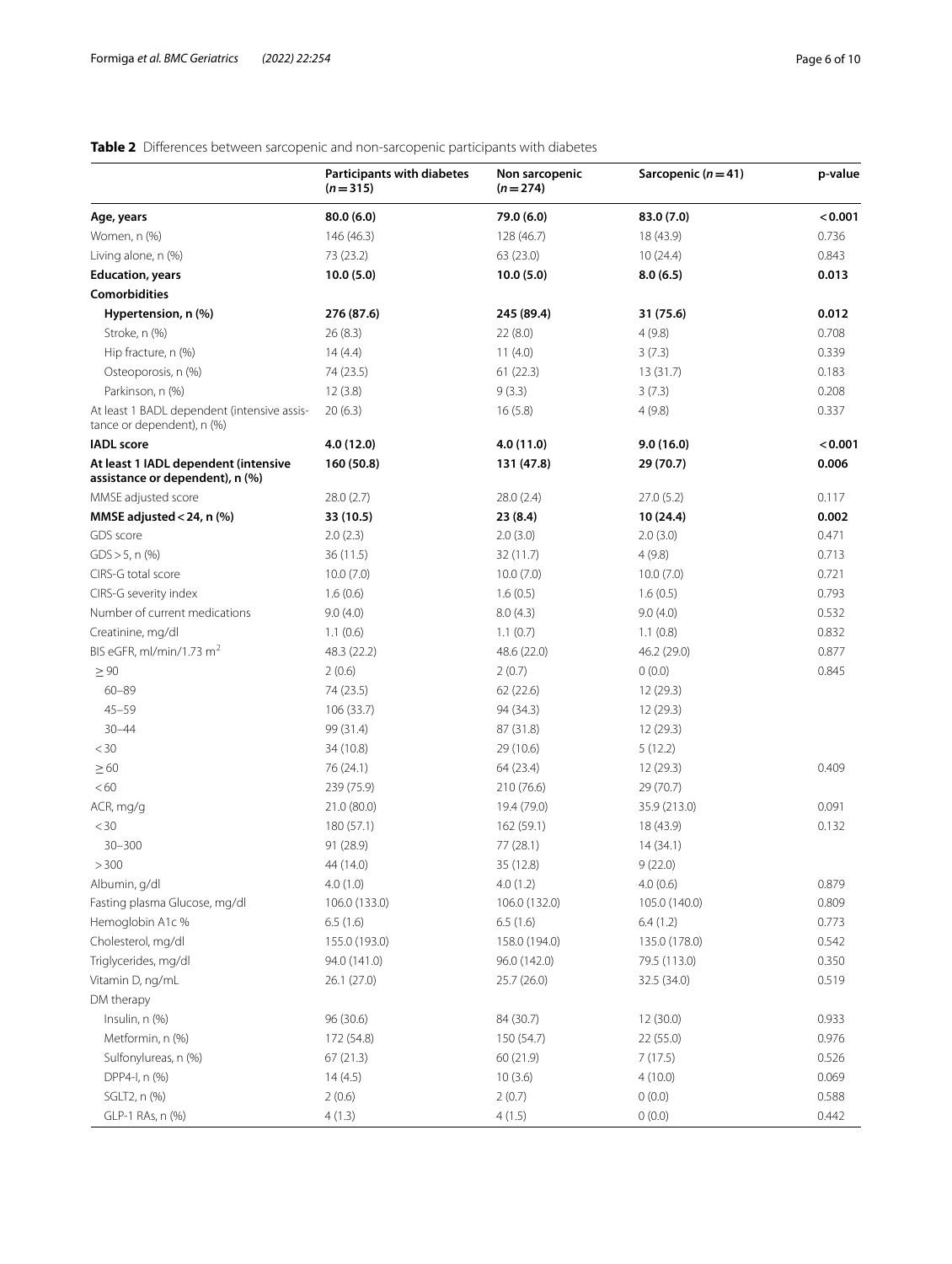**Table 2** Differences between sarcopenic and non-sarcopenic participants with diabetes

| | Participants with diabetes ($n=315$) | Non sarcopenic ($n=274$) | Sarcopenic ($n=41$) | p-value |
|---|---|---|---|---|
| **Age, years** | **80.0 (6.0)** | **79.0 (6.0)** | **83.0 (7.0)** | **<0.001** |
| Women, n (%) | 146 (46.3) | 128 (46.7) | 18 (43.9) | 0.736 |
| Living alone, n (%) | 73 (23.2) | 63 (23.0) | 10 (24.4) | 0.843 |
| **Education, years** | **10.0 (5.0)** | **10.0 (5.0)** | **8.0 (6.5)** | **0.013** |
| **Comorbidities** | | | | |
| **Hypertension, n (%)** | **276 (87.6)** | **245 (89.4)** | **31 (75.6)** | **0.012** |
| Stroke, n (%) | 26 (8.3) | 22 (8.0) | 4 (9.8) | 0.708 |
| Hip fracture, n (%) | 14 (4.4) | 11 (4.0) | 3 (7.3) | 0.339 |
| Osteoporosis, n (%) | 74 (23.5) | 61 (22.3) | 13 (31.7) | 0.183 |
| Parkinson, n (%) | 12 (3.8) | 9 (3.3) | 3 (7.3) | 0.208 |
| At least 1 BADL dependent (intensive assistance or dependent), n (%) | 20 (6.3) | 16 (5.8) | 4 (9.8) | 0.337 |
| **IADL score** | **4.0 (12.0)** | **4.0 (11.0)** | **9.0 (16.0)** | **<0.001** |
| **At least 1 IADL dependent (intensive assistance or dependent), n (%)** | **160 (50.8)** | **131 (47.8)** | **29 (70.7)** | **0.006** |
| MMSE adjusted score | 28.0 (2.7) | 28.0 (2.4) | 27.0 (5.2) | 0.117 |
| **MMSE adjusted <24, n (%)** | **33 (10.5)** | **23 (8.4)** | **10 (24.4)** | **0.002** |
| GDS score | 2.0 (2.3) | 2.0 (3.0) | 2.0 (3.0) | 0.471 |
| GDS >5, n (%) | 36 (11.5) | 32 (11.7) | 4 (9.8) | 0.713 |
| CIRS-G total score | 10.0 (7.0) | 10.0 (7.0) | 10.0 (7.0) | 0.721 |
| CIRS-G severity index | 1.6 (0.6) | 1.6 (0.5) | 1.6 (0.5) | 0.793 |
| Number of current medications | 9.0 (4.0) | 8.0 (4.3) | 9.0 (4.0) | 0.532 |
| Creatinine, mg/dl | 1.1 (0.6) | 1.1 (0.7) | 1.1 (0.8) | 0.832 |
| BIS eGFR, ml/min/1.73 $m^2$ | 48.3 (22.2) | 48.6 (22.0) | 46.2 (29.0) | 0.877 |
| ≥90 | 2 (0.6) | 2 (0.7) | 0 (0.0) | 0.845 |
| 60–89 | 74 (23.5) | 62 (22.6) | 12 (29.3) | |
| 45–59 | 106 (33.7) | 94 (34.3) | 12 (29.3) | |
| 30–44 | 99 (31.4) | 87 (31.8) | 12 (29.3) | |
| <30 | 34 (10.8) | 29 (10.6) | 5 (12.2) | |
| ≥60 | 76 (24.1) | 64 (23.4) | 12 (29.3) | 0.409 |
| <60 | 239 (75.9) | 210 (76.6) | 29 (70.7) | |
| ACR, mg/g | 21.0 (80.0) | 19.4 (79.0) | 35.9 (213.0) | 0.091 |
| <30 | 180 (57.1) | 162 (59.1) | 18 (43.9) | 0.132 |
| 30–300 | 91 (28.9) | 77 (28.1) | 14 (34.1) | |
| >300 | 44 (14.0) | 35 (12.8) | 9 (22.0) | |
| Albumin, g/dl | 4.0 (1.0) | 4.0 (1.2) | 4.0 (0.6) | 0.879 |
| Fasting plasma Glucose, mg/dl | 106.0 (133.0) | 106.0 (132.0) | 105.0 (140.0) | 0.809 |
| Hemoglobin A1c % | 6.5 (1.6) | 6.5 (1.6) | 6.4 (1.2) | 0.773 |
| Cholesterol, mg/dl | 155.0 (193.0) | 158.0 (194.0) | 135.0 (178.0) | 0.542 |
| Triglycerides, mg/dl | 94.0 (141.0) | 96.0 (142.0) | 79.5 (113.0) | 0.350 |
| Vitamin D, ng/mL | 26.1 (27.0) | 25.7 (26.0) | 32.5 (34.0) | 0.519 |
| DM therapy | | | | |
| Insulin, n (%) | 96 (30.6) | 84 (30.7) | 12 (30.0) | 0.933 |
| Metformin, n (%) | 172 (54.8) | 150 (54.7) | 22 (55.0) | 0.976 |
| Sulfonylureas, n (%) | 67 (21.3) | 60 (21.9) | 7 (17.5) | 0.526 |
| DPP4-I, n (%) | 14 (4.5) | 10 (3.6) | 4 (10.0) | 0.069 |
| SGLT2, n (%) | 2 (0.6) | 2 (0.7) | 0 (0.0) | 0.588 |
| GLP-1 RAs, n (%) | 4 (1.3) | 4 (1.5) | 0 (0.0) | 0.442 |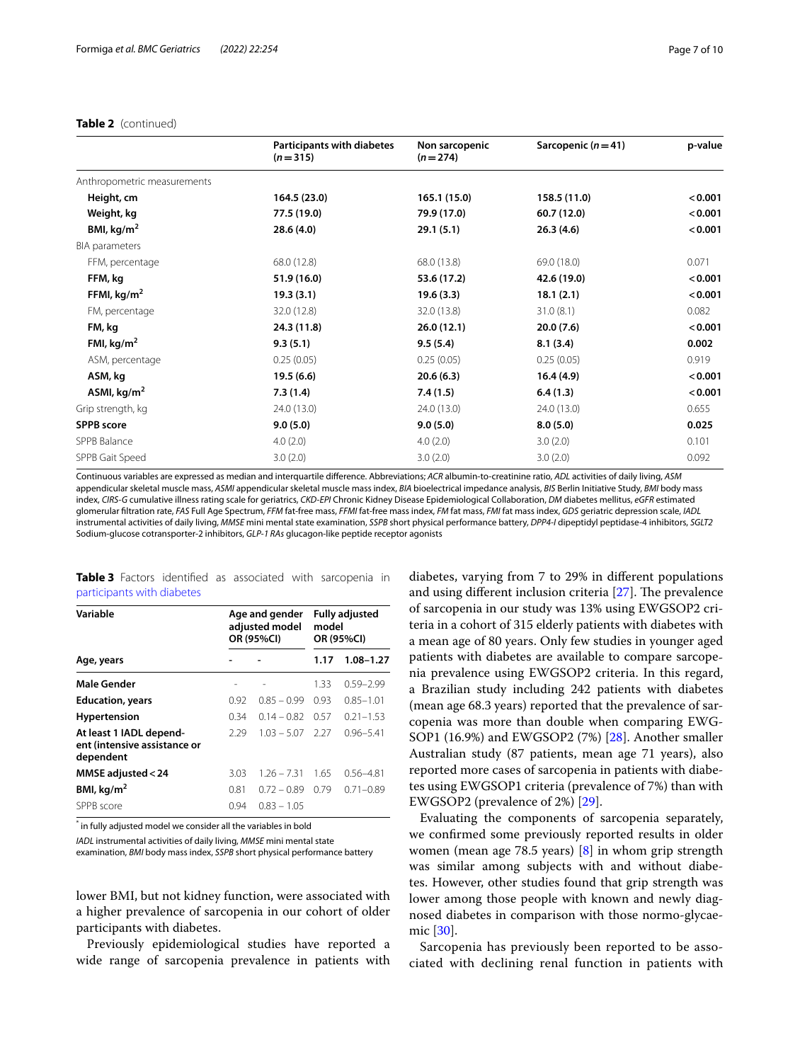**Table 2** (continued)

| | Participants with diabetes (n = 315) | Non sarcopenic (n = 274) | Sarcopenic (n = 41) | p-value |
|---|---|---|---|---|
| Anthropometric measurements | | | | |
| **Height, cm** | **164.5 (23.0)** | **165.1 (15.0)** | **158.5 (11.0)** | **< 0.001** |
| **Weight, kg** | **77.5 (19.0)** | **79.9 (17.0)** | **60.7 (12.0)** | **< 0.001** |
| **BMI, kg/m$^2$** | **28.6 (4.0)** | **29.1 (5.1)** | **26.3 (4.6)** | **< 0.001** |
| BIA parameters | | | | |
| FFM, percentage | 68.0 (12.8) | 68.0 (13.8) | 69.0 (18.0) | 0.071 |
| **FFM, kg** | **51.9 (16.0)** | **53.6 (17.2)** | **42.6 (19.0)** | **< 0.001** |
| **FFMI, kg/m$^2$** | **19.3 (3.1)** | **19.6 (3.3)** | **18.1 (2.1)** | **< 0.001** |
| FM, percentage | 32.0 (12.8) | 32.0 (13.8) | 31.0 (8.1) | 0.082 |
| **FM, kg** | **24.3 (11.8)** | **26.0 (12.1)** | **20.0 (7.6)** | **< 0.001** |
| **FMI, kg/m$^2$** | **9.3 (5.1)** | **9.5 (5.4)** | **8.1 (3.4)** | **0.002** |
| ASM, percentage | 0.25 (0.05) | 0.25 (0.05) | 0.25 (0.05) | 0.919 |
| **ASM, kg** | **19.5 (6.6)** | **20.6 (6.3)** | **16.4 (4.9)** | **< 0.001** |
| **ASMI, kg/m$^2$** | **7.3 (1.4)** | **7.4 (1.5)** | **6.4 (1.3)** | **< 0.001** |
| Grip strength, kg | 24.0 (13.0) | 24.0 (13.0) | 24.0 (13.0) | 0.655 |
| **SPPB score** | **9.0 (5.0)** | **9.0 (5.0)** | **8.0 (5.0)** | **0.025** |
| SPPB Balance | 4.0 (2.0) | 4.0 (2.0) | 3.0 (2.0) | 0.101 |
| SPPB Gait Speed | 3.0 (2.0) | 3.0 (2.0) | 3.0 (2.0) | 0.092 |

Continuous variables are expressed as median and interquartile difference. Abbreviations; *ACR* albumin-to-creatinine ratio, *ADL* activities of daily living, *ASM* appendicular skeletal muscle mass, *ASMI* appendicular skeletal muscle mass index, *BIA* bioelectrical impedance analysis, *BIS* Berlin Initiative Study, *BMI* body mass index, *CIRS-G* cumulative illness rating scale for geriatrics, *CKD-EPI* Chronic Kidney Disease Epidemiological Collaboration, *DM* diabetes mellitus, *eGFR* estimated glomerular filtration rate, *FAS* Full Age Spectrum, *FFM* fat-free mass, *FFMI* fat-free mass index, *FM* fat mass, *FMI* fat mass index, *GDS* geriatric depression scale, *IADL* instrumental activities of daily living, *MMSE* mini mental state examination, *SSPB* short physical performance battery, *DPP4-I* dipeptidyl peptidase-4 inhibitors, *SGLT2* Sodium-glucose cotransporter-2 inhibitors, *GLP-1 RAs* glucagon-like peptide receptor agonists

**Table 3** Factors identified as associated with sarcopenia in participants with diabetes

| Variable | Age and gender adjusted model OR (95%CI) | | Fully adjusted model OR (95%CI) | |
|---|---|---|---|---|
| **Age, years** | - | - | **1.17** | **1.08–1.27** |
| **Male Gender** | - | - | 1.33 | 0.59–2.99 |
| **Education, years** | 0.92 | 0.85 – 0.99 | 0.93 | 0.85–1.01 |
| **Hypertension** | 0.34 | 0.14 – 0.82 | 0.57 | 0.21–1.53 |
| **At least 1 IADL dependent (intensive assistance or dependent** | 2.29 | 1.03 – 5.07 | 2.27 | 0.96–5.41 |
| **MMSE adjusted < 24** | 3.03 | 1.26 – 7.31 | 1.65 | 0.56–4.81 |
| **BMI, kg/m$^2$** | 0.81 | 0.72 – 0.89 | 0.79 | 0.71–0.89 |
| SPPB score | 0.94 | 0.83 – 1.05 | | |

[*] in fully adjusted model we consider all the variables in bold

*IADL* instrumental activities of daily living, *MMSE* mini mental state examination, *BMI* body mass index, *SSPB* short physical performance battery

lower BMI, but not kidney function, were associated with a higher prevalence of sarcopenia in our cohort of older participants with diabetes.

Previously epidemiological studies have reported a wide range of sarcopenia prevalence in patients with diabetes, varying from 7 to 29% in different populations and using different inclusion criteria [27]. The prevalence of sarcopenia in our study was 13% using EWGSOP2 criteria in a cohort of 315 elderly patients with diabetes with a mean age of 80 years. Only few studies in younger aged patients with diabetes are available to compare sarcopenia prevalence using EWGSOP2 criteria. In this regard, a Brazilian study including 242 patients with diabetes (mean age 68.3 years) reported that the prevalence of sarcopenia was more than double when comparing EWGSOP1 (16.9%) and EWGSOP2 (7%) [28]. Another smaller Australian study (87 patients, mean age 71 years), also reported more cases of sarcopenia in patients with diabetes using EWGSOP1 criteria (prevalence of 7%) than with EWGSOP2 (prevalence of 2%) [29].

Evaluating the components of sarcopenia separately, we confirmed some previously reported results in older women (mean age 78.5 years) [8] in whom grip strength was similar among subjects with and without diabetes. However, other studies found that grip strength was lower among those people with known and newly diagnosed diabetes in comparison with those normo-glycaemic [30].

Sarcopenia has previously been reported to be associated with declining renal function in patients with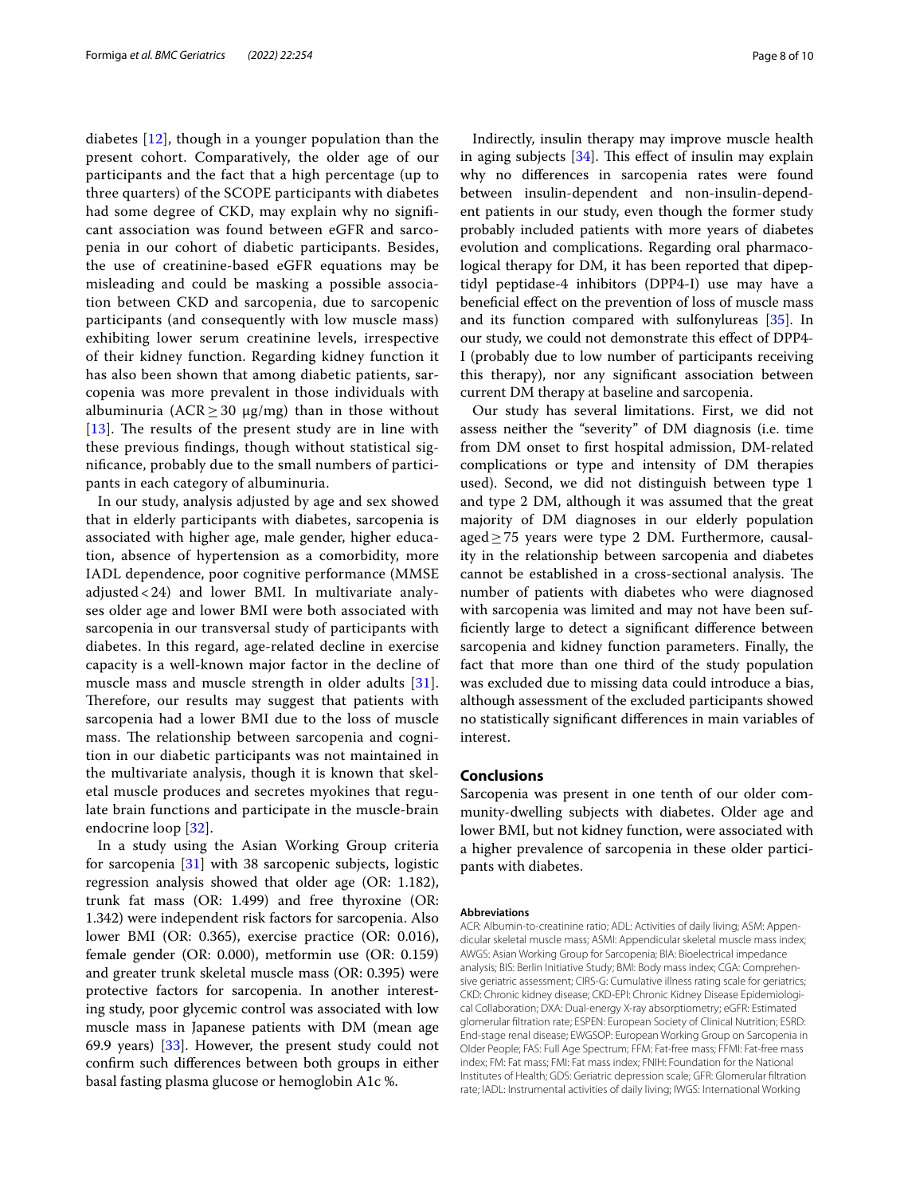diabetes [12], though in a younger population than the present cohort. Comparatively, the older age of our participants and the fact that a high percentage (up to three quarters) of the SCOPE participants with diabetes had some degree of CKD, may explain why no significant association was found between eGFR and sarcopenia in our cohort of diabetic participants. Besides, the use of creatinine-based eGFR equations may be misleading and could be masking a possible association between CKD and sarcopenia, due to sarcopenic participants (and consequently with low muscle mass) exhibiting lower serum creatinine levels, irrespective of their kidney function. Regarding kidney function it has also been shown that among diabetic patients, sarcopenia was more prevalent in those individuals with albuminuria (ACR ≥ 30 μg/mg) than in those without [13]. The results of the present study are in line with these previous findings, though without statistical significance, probably due to the small numbers of participants in each category of albuminuria.

In our study, analysis adjusted by age and sex showed that in elderly participants with diabetes, sarcopenia is associated with higher age, male gender, higher education, absence of hypertension as a comorbidity, more IADL dependence, poor cognitive performance (MMSE adjusted < 24) and lower BMI. In multivariate analyses older age and lower BMI were both associated with sarcopenia in our transversal study of participants with diabetes. In this regard, age-related decline in exercise capacity is a well-known major factor in the decline of muscle mass and muscle strength in older adults [31]. Therefore, our results may suggest that patients with sarcopenia had a lower BMI due to the loss of muscle mass. The relationship between sarcopenia and cognition in our diabetic participants was not maintained in the multivariate analysis, though it is known that skeletal muscle produces and secretes myokines that regulate brain functions and participate in the muscle-brain endocrine loop [32].

In a study using the Asian Working Group criteria for sarcopenia [31] with 38 sarcopenic subjects, logistic regression analysis showed that older age (OR: 1.182), trunk fat mass (OR: 1.499) and free thyroxine (OR: 1.342) were independent risk factors for sarcopenia. Also lower BMI (OR: 0.365), exercise practice (OR: 0.016), female gender (OR: 0.000), metformin use (OR: 0.159) and greater trunk skeletal muscle mass (OR: 0.395) were protective factors for sarcopenia. In another interesting study, poor glycemic control was associated with low muscle mass in Japanese patients with DM (mean age 69.9 years) [33]. However, the present study could not confirm such differences between both groups in either basal fasting plasma glucose or hemoglobin A1c %.

Indirectly, insulin therapy may improve muscle health in aging subjects [34]. This effect of insulin may explain why no differences in sarcopenia rates were found between insulin-dependent and non-insulin-dependent patients in our study, even though the former study probably included patients with more years of diabetes evolution and complications. Regarding oral pharmacological therapy for DM, it has been reported that dipeptidyl peptidase-4 inhibitors (DPP4-I) use may have a beneficial effect on the prevention of loss of muscle mass and its function compared with sulfonylureas [35]. In our study, we could not demonstrate this effect of DPP4-I (probably due to low number of participants receiving this therapy), nor any significant association between current DM therapy at baseline and sarcopenia.

Our study has several limitations. First, we did not assess neither the "severity" of DM diagnosis (i.e. time from DM onset to first hospital admission, DM-related complications or type and intensity of DM therapies used). Second, we did not distinguish between type 1 and type 2 DM, although it was assumed that the great majority of DM diagnoses in our elderly population aged ≥ 75 years were type 2 DM. Furthermore, causality in the relationship between sarcopenia and diabetes cannot be established in a cross-sectional analysis. The number of patients with diabetes who were diagnosed with sarcopenia was limited and may not have been sufficiently large to detect a significant difference between sarcopenia and kidney function parameters. Finally, the fact that more than one third of the study population was excluded due to missing data could introduce a bias, although assessment of the excluded participants showed no statistically significant differences in main variables of interest.

## Conclusions

Sarcopenia was present in one tenth of our older community-dwelling subjects with diabetes. Older age and lower BMI, but not kidney function, were associated with a higher prevalence of sarcopenia in these older participants with diabetes.

#### Abbreviations

ACR: Albumin-to-creatinine ratio; ADL: Activities of daily living; ASM: Appendicular skeletal muscle mass; ASMI: Appendicular skeletal muscle mass index; AWGS: Asian Working Group for Sarcopenia; BIA: Bioelectrical impedance analysis; BIS: Berlin Initiative Study; BMI: Body mass index; CGA: Comprehensive geriatric assessment; CIRS-G: Cumulative illness rating scale for geriatrics; CKD: Chronic kidney disease; CKD-EPI: Chronic Kidney Disease Epidemiological Collaboration; DXA: Dual-energy X-ray absorptiometry; eGFR: Estimated glomerular filtration rate; ESPEN: European Society of Clinical Nutrition; ESRD: End-stage renal disease; EWGSOP: European Working Group on Sarcopenia in Older People; FAS: Full Age Spectrum; FFM: Fat-free mass; FFMI: Fat-free mass index; FM: Fat mass; FMI: Fat mass index; FNIH: Foundation for the National Institutes of Health; GDS: Geriatric depression scale; GFR: Glomerular filtration rate; IADL: Instrumental activities of daily living; IWGS: International Working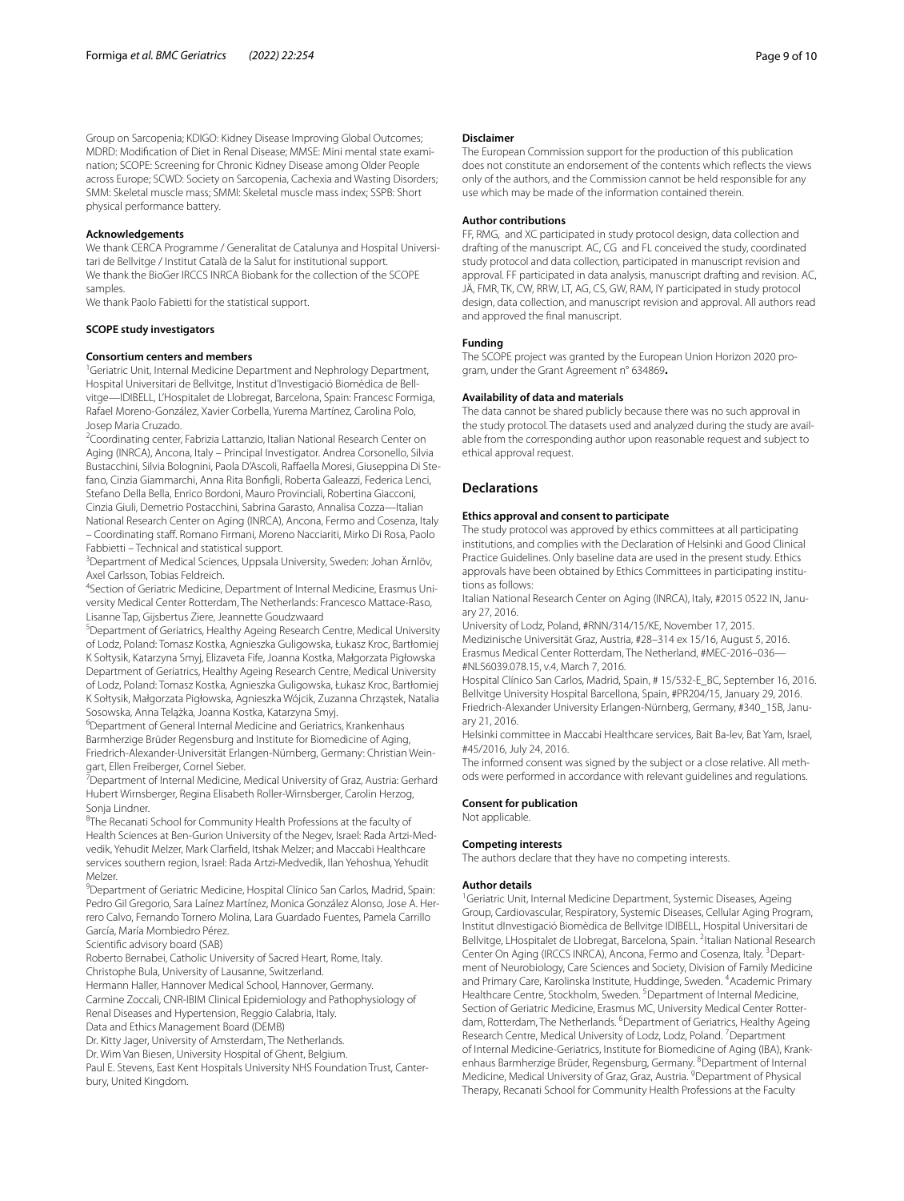Group on Sarcopenia; KDIGO: Kidney Disease Improving Global Outcomes; MDRD: Modification of Diet in Renal Disease; MMSE: Mini mental state examination; SCOPE: Screening for Chronic Kidney Disease among Older People across Europe; SCWD: Society on Sarcopenia, Cachexia and Wasting Disorders; SMM: Skeletal muscle mass; SMMI: Skeletal muscle mass index; SSPB: Short physical performance battery.

### Acknowledgements

We thank CERCA Programme / Generalitat de Catalunya and Hospital Universitari de Bellvitge / Institut Català de la Salut for institutional support.
We thank the BioGer IRCCS INRCA Biobank for the collection of the SCOPE samples.
We thank Paolo Fabietti for the statistical support.

### SCOPE study investigators

#### Consortium centers and members

[1]Geriatric Unit, Internal Medicine Department and Nephrology Department, Hospital Universitari de Bellvitge, Institut d'Investigació Biomèdica de Bellvitge—IDIBELL, L'Hospitalet de Llobregat, Barcelona, Spain: Francesc Formiga, Rafael Moreno-González, Xavier Corbella, Yurema Martínez, Carolina Polo, Josep Maria Cruzado.

[2]Coordinating center, Fabrizia Lattanzio, Italian National Research Center on Aging (INRCA), Ancona, Italy – Principal Investigator. Andrea Corsonello, Silvia Bustacchini, Silvia Bolognini, Paola D'Ascoli, Raffaella Moresi, Giuseppina Di Stefano, Cinzia Giammarchi, Anna Rita Bonfigli, Roberta Galeazzi, Federica Lenci, Stefano Della Bella, Enrico Bordoni, Mauro Provinciali, Robertina Giacconi, Cinzia Giuli, Demetrio Postacchini, Sabrina Garasto, Annalisa Cozza—Italian National Research Center on Aging (INRCA), Ancona, Fermo and Cosenza, Italy – Coordinating staff. Romano Firmani, Moreno Nacciariti, Mirko Di Rosa, Paolo Fabbietti – Technical and statistical support.

[3]Department of Medical Sciences, Uppsala University, Sweden: Johan Ärnlöv, Axel Carlsson, Tobias Feldreich.

[4]Section of Geriatric Medicine, Department of Internal Medicine, Erasmus University Medical Center Rotterdam, The Netherlands: Francesco Mattace-Raso, Lisanne Tap, Gijsbertus Ziere, Jeannette Goudzwaard

[5]Department of Geriatrics, Healthy Ageing Research Centre, Medical University of Lodz, Poland: Tomasz Kostka, Agnieszka Guligowska, Łukasz Kroc, Bartłomiej K Sołtysik, Katarzyna Smyj, Elizaveta Fife, Joanna Kostka, Małgorzata Pigłowska Department of Geriatrics, Healthy Ageing Research Centre, Medical University of Lodz, Poland: Tomasz Kostka, Agnieszka Guligowska, Łukasz Kroc, Bartłomiej K Sołtysik, Małgorzata Pigłowska, Agnieszka Wójcik, Zuzanna Chrząstek, Natalia Sosowska, Anna Telążka, Joanna Kostka, Katarzyna Smyj.

[6]Department of General Internal Medicine and Geriatrics, Krankenhaus Barmherzige Brüder Regensburg and Institute for Biomedicine of Aging, Friedrich-Alexander-Universität Erlangen-Nürnberg, Germany: Christian Weingart, Ellen Freiberger, Cornel Sieber.

[7]Department of Internal Medicine, Medical University of Graz, Austria: Gerhard Hubert Wirnsberger, Regina Elisabeth Roller-Wirnsberger, Carolin Herzog, Sonja Lindner.

[8]The Recanati School for Community Health Professions at the faculty of Health Sciences at Ben-Gurion University of the Negev, Israel: Rada Artzi-Medvedik, Yehudit Melzer, Mark Clarfield, Itshak Melzer; and Maccabi Healthcare services southern region, Israel: Rada Artzi-Medvedik, Ilan Yehoshua, Yehudit Melzer.

[9]Department of Geriatric Medicine, Hospital Clínico San Carlos, Madrid, Spain: Pedro Gil Gregorio, Sara Laínez Martínez, Monica González Alonso, Jose A. Herrero Calvo, Fernando Tornero Molina, Lara Guardado Fuentes, Pamela Carrillo García, María Mombiedro Pérez.

Scientific advisory board (SAB)

Roberto Bernabei, Catholic University of Sacred Heart, Rome, Italy.
Christophe Bula, University of Lausanne, Switzerland.
Hermann Haller, Hannover Medical School, Hannover, Germany.
Carmine Zoccali, CNR-IBIM Clinical Epidemiology and Pathophysiology of Renal Diseases and Hypertension, Reggio Calabria, Italy.

Data and Ethics Management Board (DEMB)

Dr. Kitty Jager, University of Amsterdam, The Netherlands.
Dr. Wim Van Biesen, University Hospital of Ghent, Belgium.
Paul E. Stevens, East Kent Hospitals University NHS Foundation Trust, Canterbury, United Kingdom.

### Disclaimer

The European Commission support for the production of this publication does not constitute an endorsement of the contents which reflects the views only of the authors, and the Commission cannot be held responsible for any use which may be made of the information contained therein.

### Author contributions

FF, RMG, and XC participated in study protocol design, data collection and drafting of the manuscript. AC, CG and FL conceived the study, coordinated study protocol and data collection, participated in manuscript revision and approval. FF participated in data analysis, manuscript drafting and revision. AC, JÄ, FMR, TK, CW, RRW, LT, AG, CS, GW, RAM, IY participated in study protocol design, data collection, and manuscript revision and approval. All authors read and approved the final manuscript.

### Funding

The SCOPE project was granted by the European Union Horizon 2020 program, under the Grant Agreement n° 634869**.**

### Availability of data and materials

The data cannot be shared publicly because there was no such approval in the study protocol. The datasets used and analyzed during the study are available from the corresponding author upon reasonable request and subject to ethical approval request.

## Declarations

### Ethics approval and consent to participate

The study protocol was approved by ethics committees at all participating institutions, and complies with the Declaration of Helsinki and Good Clinical Practice Guidelines. Only baseline data are used in the present study. Ethics approvals have been obtained by Ethics Committees in participating institutions as follows:

Italian National Research Center on Aging (INRCA), Italy, #2015 0522 IN, January 27, 2016.
University of Lodz, Poland, #RNN/314/15/KE, November 17, 2015.
Medizinische Universität Graz, Austria, #28–314 ex 15/16, August 5, 2016.
Erasmus Medical Center Rotterdam, The Netherland, #MEC-2016–036—#NL56039.078.15, v.4, March 7, 2016.
Hospital Clínico San Carlos, Madrid, Spain, # 15/532-E_BC, September 16, 2016.
Bellvitge University Hospital Barcellona, Spain, #PR204/15, January 29, 2016.
Friedrich-Alexander University Erlangen-Nürnberg, Germany, #340_15B, January 21, 2016.
Helsinki committee in Maccabi Healthcare services, Bait Ba-lev, Bat Yam, Israel, #45/2016, July 24, 2016.

The informed consent was signed by the subject or a close relative. All methods were performed in accordance with relevant guidelines and regulations.

### Consent for publication

Not applicable.

### Competing interests

The authors declare that they have no competing interests.

### Author details

[1]Geriatric Unit, Internal Medicine Department, Systemic Diseases, Ageing Group, Cardiovascular, Respiratory, Systemic Diseases, Cellular Aging Program, Institut dInvestigació Biomèdica de Bellvitge IDIBELL, Hospital Universitari de Bellvitge, LHospitalet de Llobregat, Barcelona, Spain. [2]Italian National Research Center On Aging (IRCCS INRCA), Ancona, Fermo and Cosenza, Italy. [3]Department of Neurobiology, Care Sciences and Society, Division of Family Medicine and Primary Care, Karolinska Institute, Huddinge, Sweden. [4]Academic Primary Healthcare Centre, Stockholm, Sweden. [5]Department of Internal Medicine, Section of Geriatric Medicine, Erasmus MC, University Medical Center Rotterdam, Rotterdam, The Netherlands. [6]Department of Geriatrics, Healthy Ageing Research Centre, Medical University of Lodz, Lodz, Poland. [7]Department of Internal Medicine-Geriatrics, Institute for Biomedicine of Aging (IBA), Krankenhaus Barmherzige Brüder, Regensburg, Germany. [8]Department of Internal Medicine, Medical University of Graz, Graz, Austria. [9]Department of Physical Therapy, Recanati School for Community Health Professions at the Faculty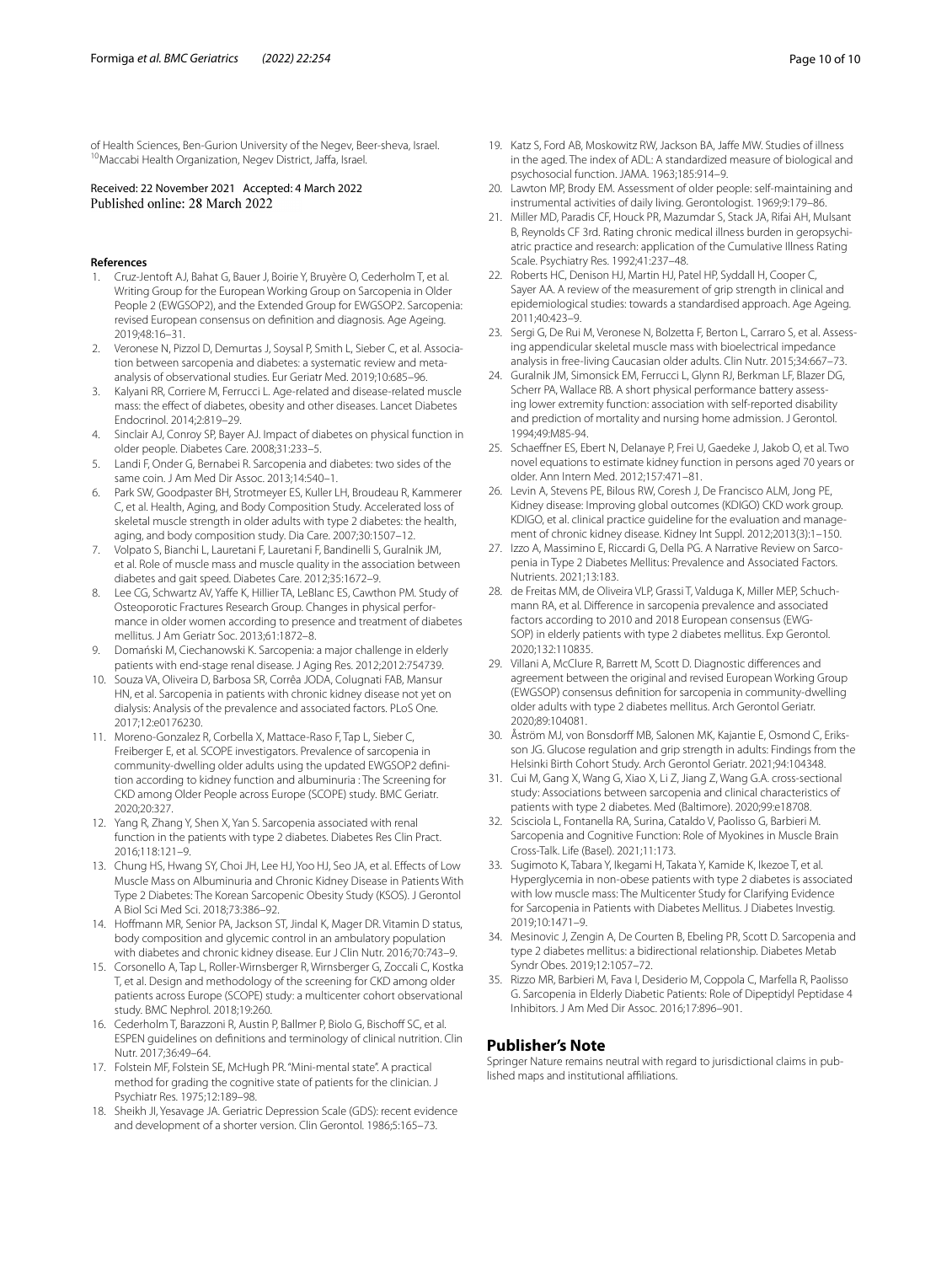of Health Sciences, Ben-Gurion University of the Negev, Beer-sheva, Israel. [10]Maccabi Health Organization, Negev District, Jaffa, Israel.

Received: 22 November 2021 Accepted: 4 March 2022
Published online: 28 March 2022

**References**

1. Cruz-Jentoft AJ, Bahat G, Bauer J, Boirie Y, Bruyère O, Cederholm T, et al. Writing Group for the European Working Group on Sarcopenia in Older People 2 (EWGSOP2), and the Extended Group for EWGSOP2. Sarcopenia: revised European consensus on definition and diagnosis. Age Ageing. 2019;48:16–31.
2. Veronese N, Pizzol D, Demurtas J, Soysal P, Smith L, Sieber C, et al. Association between sarcopenia and diabetes: a systematic review and meta-analysis of observational studies. Eur Geriatr Med. 2019;10:685–96.
3. Kalyani RR, Corriere M, Ferrucci L. Age-related and disease-related muscle mass: the effect of diabetes, obesity and other diseases. Lancet Diabetes Endocrinol. 2014;2:819–29.
4. Sinclair AJ, Conroy SP, Bayer AJ. Impact of diabetes on physical function in older people. Diabetes Care. 2008;31:233–5.
5. Landi F, Onder G, Bernabei R. Sarcopenia and diabetes: two sides of the same coin. J Am Med Dir Assoc. 2013;14:540–1.
6. Park SW, Goodpaster BH, Strotmeyer ES, Kuller LH, Broudeau R, Kammerer C, et al. Health, Aging, and Body Composition Study. Accelerated loss of skeletal muscle strength in older adults with type 2 diabetes: the health, aging, and body composition study. Dia Care. 2007;30:1507–12.
7. Volpato S, Bianchi L, Lauretani F, Lauretani F, Bandinelli S, Guralnik JM, et al. Role of muscle mass and muscle quality in the association between diabetes and gait speed. Diabetes Care. 2012;35:1672–9.
8. Lee CG, Schwartz AV, Yaffe K, Hillier TA, LeBlanc ES, Cawthon PM. Study of Osteoporotic Fractures Research Group. Changes in physical performance in older women according to presence and treatment of diabetes mellitus. J Am Geriatr Soc. 2013;61:1872–8.
9. Domański M, Ciechanowski K. Sarcopenia: a major challenge in elderly patients with end-stage renal disease. J Aging Res. 2012;2012:754739.
10. Souza VA, Oliveira D, Barbosa SR, Corrêa JODA, Colugnati FAB, Mansur HN, et al. Sarcopenia in patients with chronic kidney disease not yet on dialysis: Analysis of the prevalence and associated factors. PLoS One. 2017;12:e0176230.
11. Moreno-Gonzalez R, Corbella X, Mattace-Raso F, Tap L, Sieber C, Freiberger E, et al. SCOPE investigators. Prevalence of sarcopenia in community-dwelling older adults using the updated EWGSOP2 definition according to kidney function and albuminuria : The Screening for CKD among Older People across Europe (SCOPE) study. BMC Geriatr. 2020;20:327.
12. Yang R, Zhang Y, Shen X, Yan S. Sarcopenia associated with renal function in the patients with type 2 diabetes. Diabetes Res Clin Pract. 2016;118:121–9.
13. Chung HS, Hwang SY, Choi JH, Lee HJ, Yoo HJ, Seo JA, et al. Effects of Low Muscle Mass on Albuminuria and Chronic Kidney Disease in Patients With Type 2 Diabetes: The Korean Sarcopenic Obesity Study (KSOS). J Gerontol A Biol Sci Med Sci. 2018;73:386–92.
14. Hoffmann MR, Senior PA, Jackson ST, Jindal K, Mager DR. Vitamin D status, body composition and glycemic control in an ambulatory population with diabetes and chronic kidney disease. Eur J Clin Nutr. 2016;70:743–9.
15. Corsonello A, Tap L, Roller-Wirnsberger R, Wirnsberger G, Zoccali C, Kostka T, et al. Design and methodology of the screening for CKD among older patients across Europe (SCOPE) study: a multicenter cohort observational study. BMC Nephrol. 2018;19:260.
16. Cederholm T, Barazzoni R, Austin P, Ballmer P, Biolo G, Bischoff SC, et al. ESPEN guidelines on definitions and terminology of clinical nutrition. Clin Nutr. 2017;36:49–64.
17. Folstein MF, Folstein SE, McHugh PR. "Mini-mental state". A practical method for grading the cognitive state of patients for the clinician. J Psychiatr Res. 1975;12:189–98.
18. Sheikh JI, Yesavage JA. Geriatric Depression Scale (GDS): recent evidence and development of a shorter version. Clin Gerontol. 1986;5:165–73.
19. Katz S, Ford AB, Moskowitz RW, Jackson BA, Jaffe MW. Studies of illness in the aged. The index of ADL: A standardized measure of biological and psychosocial function. JAMA. 1963;185:914–9.
20. Lawton MP, Brody EM. Assessment of older people: self-maintaining and instrumental activities of daily living. Gerontologist. 1969;9:179–86.
21. Miller MD, Paradis CF, Houck PR, Mazumdar S, Stack JA, Rifai AH, Mulsant B, Reynolds CF 3rd. Rating chronic medical illness burden in geropsychiatric practice and research: application of the Cumulative Illness Rating Scale. Psychiatry Res. 1992;41:237–48.
22. Roberts HC, Denison HJ, Martin HJ, Patel HP, Syddall H, Cooper C, Sayer AA. A review of the measurement of grip strength in clinical and epidemiological studies: towards a standardised approach. Age Ageing. 2011;40:423–9.
23. Sergi G, De Rui M, Veronese N, Bolzetta F, Berton L, Carraro S, et al. Assessing appendicular skeletal muscle mass with bioelectrical impedance analysis in free-living Caucasian older adults. Clin Nutr. 2015;34:667–73.
24. Guralnik JM, Simonsick EM, Ferrucci L, Glynn RJ, Berkman LF, Blazer DG, Scherr PA, Wallace RB. A short physical performance battery assessing lower extremity function: association with self-reported disability and prediction of mortality and nursing home admission. J Gerontol. 1994;49:M85-94.
25. Schaeffner ES, Ebert N, Delanaye P, Frei U, Gaedeke J, Jakob O, et al. Two novel equations to estimate kidney function in persons aged 70 years or older. Ann Intern Med. 2012;157:471–81.
26. Levin A, Stevens PE, Bilous RW, Coresh J, De Francisco ALM, Jong PE, Kidney disease: Improving global outcomes (KDIGO) CKD work group. KDIGO, et al. clinical practice guideline for the evaluation and management of chronic kidney disease. Kidney Int Suppl. 2012;2013(3):1–150.
27. Izzo A, Massimino E, Riccardi G, Della PG. A Narrative Review on Sarcopenia in Type 2 Diabetes Mellitus: Prevalence and Associated Factors. Nutrients. 2021;13:183.
28. de Freitas MM, de Oliveira VLP, Grassi T, Valduga K, Miller MEP, Schuchmann RA, et al. Difference in sarcopenia prevalence and associated factors according to 2010 and 2018 European consensus (EWGSOP) in elderly patients with type 2 diabetes mellitus. Exp Gerontol. 2020;132:110835.
29. Villani A, McClure R, Barrett M, Scott D. Diagnostic differences and agreement between the original and revised European Working Group (EWGSOP) consensus definition for sarcopenia in community-dwelling older adults with type 2 diabetes mellitus. Arch Gerontol Geriatr. 2020;89:104081.
30. Åström MJ, von Bonsdorff MB, Salonen MK, Kajantie E, Osmond C, Eriksson JG. Glucose regulation and grip strength in adults: Findings from the Helsinki Birth Cohort Study. Arch Gerontol Geriatr. 2021;94:104348.
31. Cui M, Gang X, Wang G, Xiao X, Li Z, Jiang Z, Wang G.A. cross-sectional study: Associations between sarcopenia and clinical characteristics of patients with type 2 diabetes. Med (Baltimore). 2020;99:e18708.
32. Scisciola L, Fontanella RA, Surina, Cataldo V, Paolisso G, Barbieri M. Sarcopenia and Cognitive Function: Role of Myokines in Muscle Brain Cross-Talk. Life (Basel). 2021;11:173.
33. Sugimoto K, Tabara Y, Ikegami H, Takata Y, Kamide K, Ikezoe T, et al. Hyperglycemia in non-obese patients with type 2 diabetes is associated with low muscle mass: The Multicenter Study for Clarifying Evidence for Sarcopenia in Patients with Diabetes Mellitus. J Diabetes Investig. 2019;10:1471–9.
34. Mesinovic J, Zengin A, De Courten B, Ebeling PR, Scott D. Sarcopenia and type 2 diabetes mellitus: a bidirectional relationship. Diabetes Metab Syndr Obes. 2019;12:1057–72.
35. Rizzo MR, Barbieri M, Fava I, Desiderio M, Coppola C, Marfella R, Paolisso G. Sarcopenia in Elderly Diabetic Patients: Role of Dipeptidyl Peptidase 4 Inhibitors. J Am Med Dir Assoc. 2016;17:896–901.

## Publisher's Note

Springer Nature remains neutral with regard to jurisdictional claims in published maps and institutional affiliations.